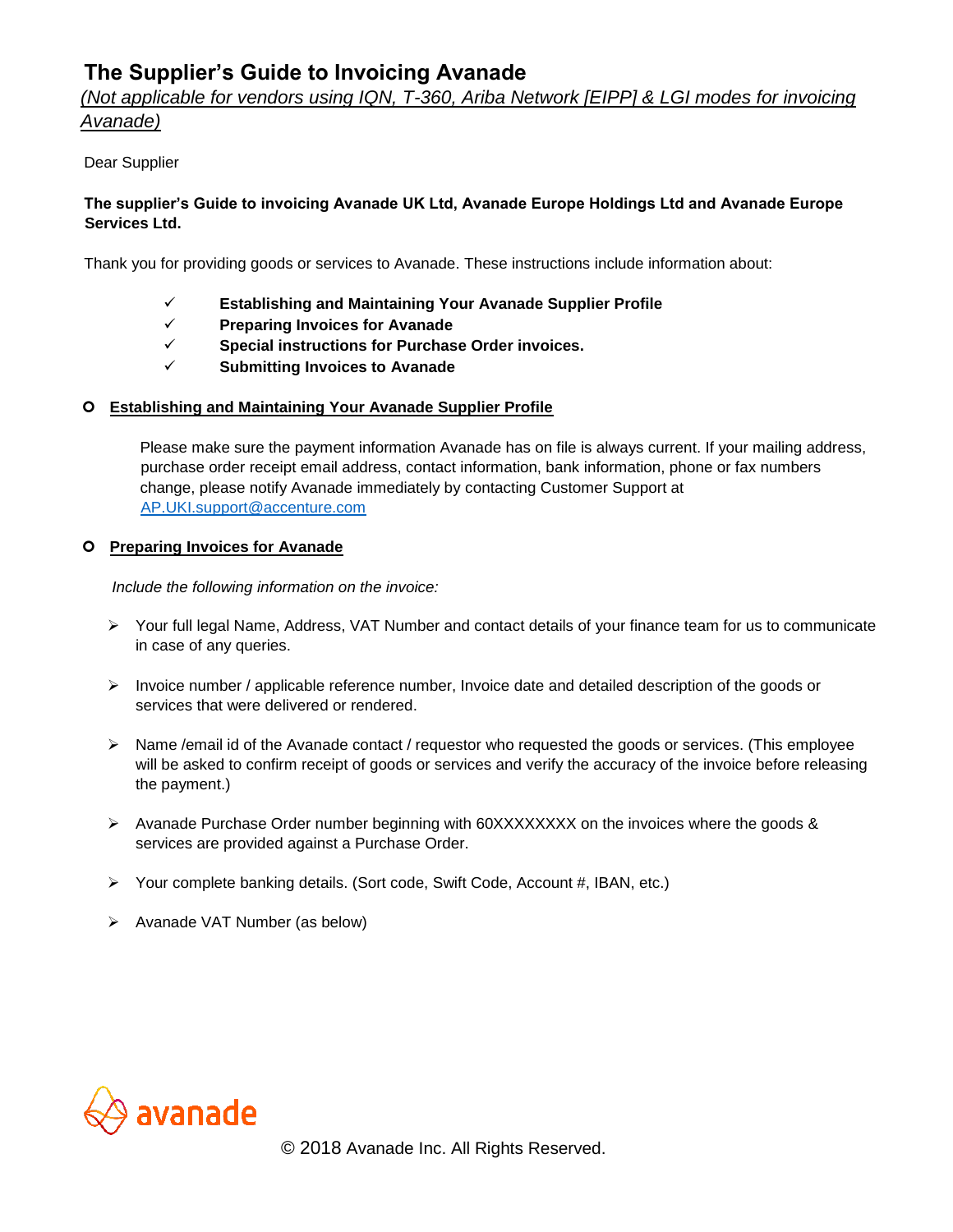# The Supplier's Guide to Invoicing Avanade

*(Not applicable for vendors using IQN, T-360, Ariba Network [EIPP] & LGI modes for invoicing Avanade)*

Dear Supplier

**The supplier's Guide to invoicing Avanade UK Ltd, Avanade Europe Holdings Ltd and Avanade Europe Services Ltd.**

Thank you for providing goods or services to Avanade. These instructions include information about:

- ✓ **Establishing and Maintaining Your Avanade Supplier Profile**
- ✓ **Preparing Invoices for Avanade**
- ✓ **Special instructions for Purchase Order invoices.**
- ✓ **Submitting Invoices to Avanade**

## Establishing and Maintaining Your Avanade Supplier Profile

Please make sure the payment information Avanade has on file is always current. If your mailing address, purchase order receipt email address, contact information, bank information, phone or fax numbers change, please notify Avanade immediately by contacting Customer Support at AP.UKI.support@accenture.com

## Preparing Invoices for Avanade

*Include the following information on the invoice:*

- Your full legal Name, Address, VAT Number and contact details of your finance team for us to communicate in case of any queries.
- Invoice number / applicable reference number, Invoice date and detailed description of the goods or services that were delivered or rendered.
- Name /email id of the Avanade contact / requestor who requested the goods or services. (This employee will be asked to confirm receipt of goods or services and verify the accuracy of the invoice before releasing the payment.)
- Avanade Purchase Order number beginning with 60XXXXXXXX on the invoices where the goods & services are provided against a Purchase Order.
- Your complete banking details. (Sort code, Swift Code, Account #, IBAN, etc.)
- Avanade VAT Number (as below)

© 2018 Avanade Inc. All Rights Reserved.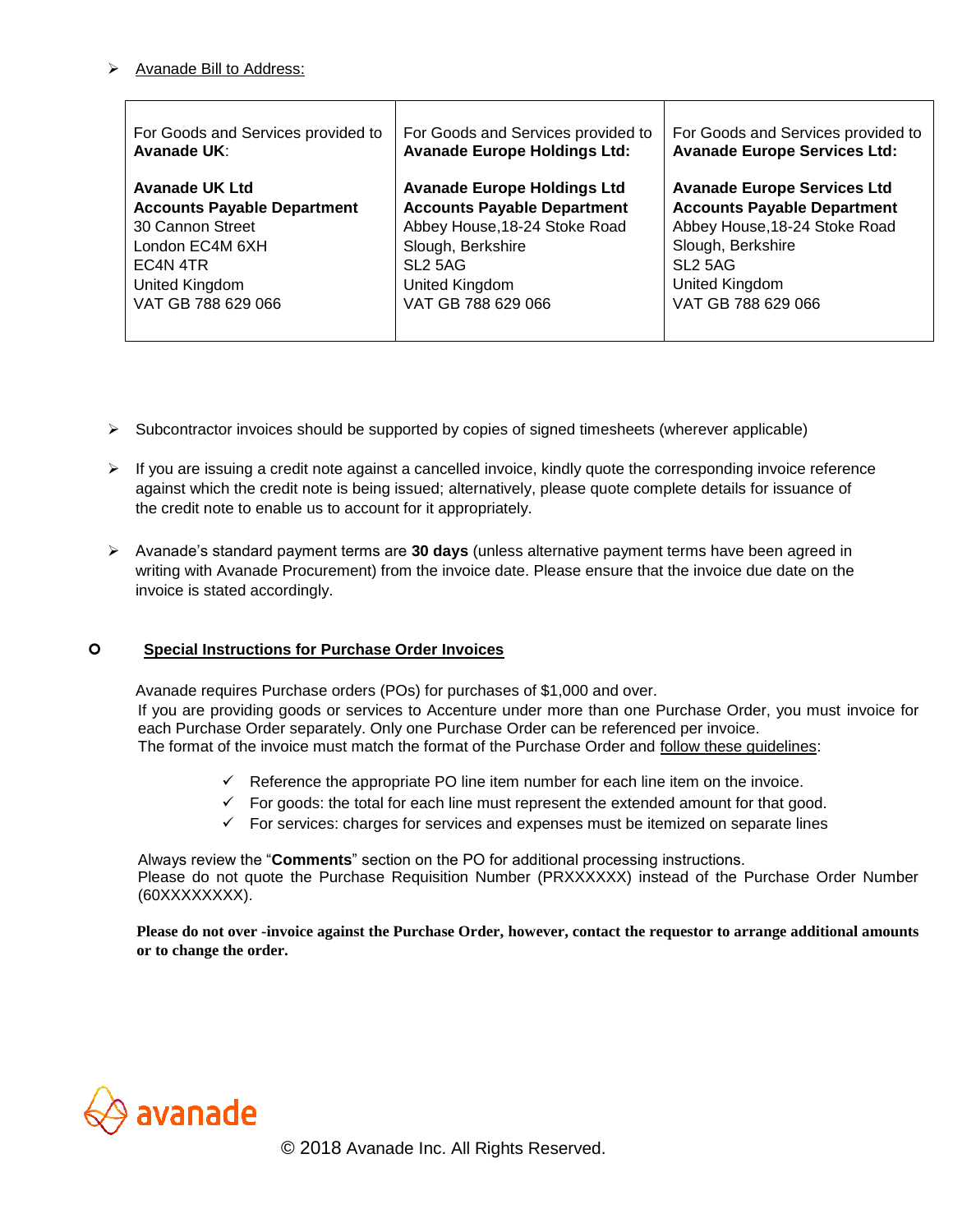- Avanade Bill to Address:

| For Goods and Services provided to **Avanade UK**: | For Goods and Services provided to **Avanade Europe Holdings Ltd:** | For Goods and Services provided to **Avanade Europe Services Ltd:** |
|---|---|---|
| **Avanade UK Ltd**<br>**Accounts Payable Department**<br>30 Cannon Street<br>London EC4M 6XH<br>EC4N 4TR<br>United Kingdom<br>VAT GB 788 629 066 | **Avanade Europe Holdings Ltd**<br>**Accounts Payable Department**<br>Abbey House,18-24 Stoke Road<br>Slough, Berkshire<br>SL2 5AG<br>United Kingdom<br>VAT GB 788 629 066 | **Avanade Europe Services Ltd**<br>**Accounts Payable Department**<br>Abbey House,18-24 Stoke Road<br>Slough, Berkshire<br>SL2 5AG<br>United Kingdom<br>VAT GB 788 629 066 |

- Subcontractor invoices should be supported by copies of signed timesheets (wherever applicable)

- If you are issuing a credit note against a cancelled invoice, kindly quote the corresponding invoice reference against which the credit note is being issued; alternatively, please quote complete details for issuance of the credit note to enable us to account for it appropriately.

- Avanade's standard payment terms are **30 days** (unless alternative payment terms have been agreed in writing with Avanade Procurement) from the invoice date. Please ensure that the invoice due date on the invoice is stated accordingly.

## Special Instructions for Purchase Order Invoices

Avanade requires Purchase orders (POs) for purchases of $1,000 and over.
If you are providing goods or services to Accenture under more than one Purchase Order, you must invoice for each Purchase Order separately. Only one Purchase Order can be referenced per invoice.
The format of the invoice must match the format of the Purchase Order and follow these guidelines:

- ✓ Reference the appropriate PO line item number for each line item on the invoice.
- ✓ For goods: the total for each line must represent the extended amount for that good.
- ✓ For services: charges for services and expenses must be itemized on separate lines

Always review the "**Comments**" section on the PO for additional processing instructions.
Please do not quote the Purchase Requisition Number (PRXXXXXX) instead of the Purchase Order Number (60XXXXXXXX).

**Please do not over -invoice against the Purchase Order, however, contact the requestor to arrange additional amounts or to change the order.**

avanade

© 2018 Avanade Inc. All Rights Reserved.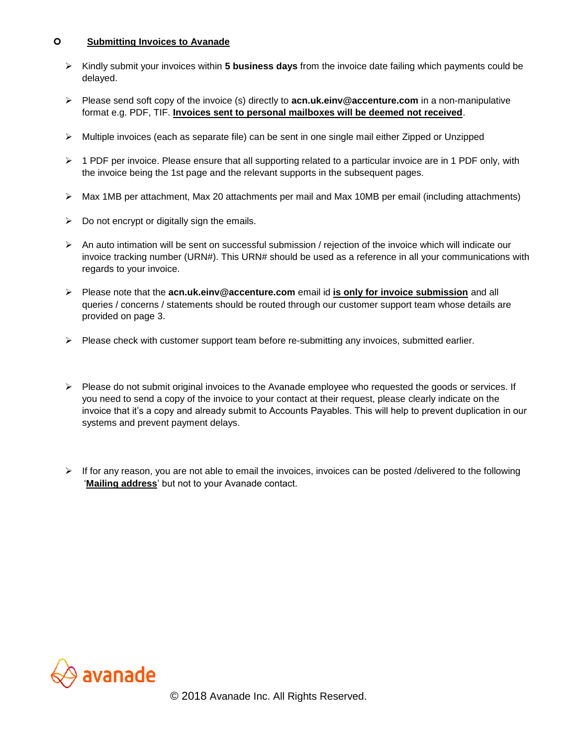- **Submitting Invoices to Avanade**

  - Kindly submit your invoices within **5 business days** from the invoice date failing which payments could be delayed.
  - Please send soft copy of the invoice (s) directly to **acn.uk.einv@accenture.com** in a non-manipulative format e.g. PDF, TIF. **Invoices sent to personal mailboxes will be deemed not received**.
  - Multiple invoices (each as separate file) can be sent in one single mail either Zipped or Unzipped
  - 1 PDF per invoice. Please ensure that all supporting related to a particular invoice are in 1 PDF only, with the invoice being the 1st page and the relevant supports in the subsequent pages.
  - Max 1MB per attachment, Max 20 attachments per mail and Max 10MB per email (including attachments)
  - Do not encrypt or digitally sign the emails.
  - An auto intimation will be sent on successful submission / rejection of the invoice which will indicate our invoice tracking number (URN#). This URN# should be used as a reference in all your communications with regards to your invoice.
  - Please note that the **acn.uk.einv@accenture.com** email id **is only for invoice submission** and all queries / concerns / statements should be routed through our customer support team whose details are provided on page 3.
  - Please check with customer support team before re-submitting any invoices, submitted earlier.
  - Please do not submit original invoices to the Avanade employee who requested the goods or services. If you need to send a copy of the invoice to your contact at their request, please clearly indicate on the invoice that it's a copy and already submit to Accounts Payables. This will help to prevent duplication in our systems and prevent payment delays.
  - If for any reason, you are not able to email the invoices, invoices can be posted /delivered to the following '**Mailing address**' but not to your Avanade contact.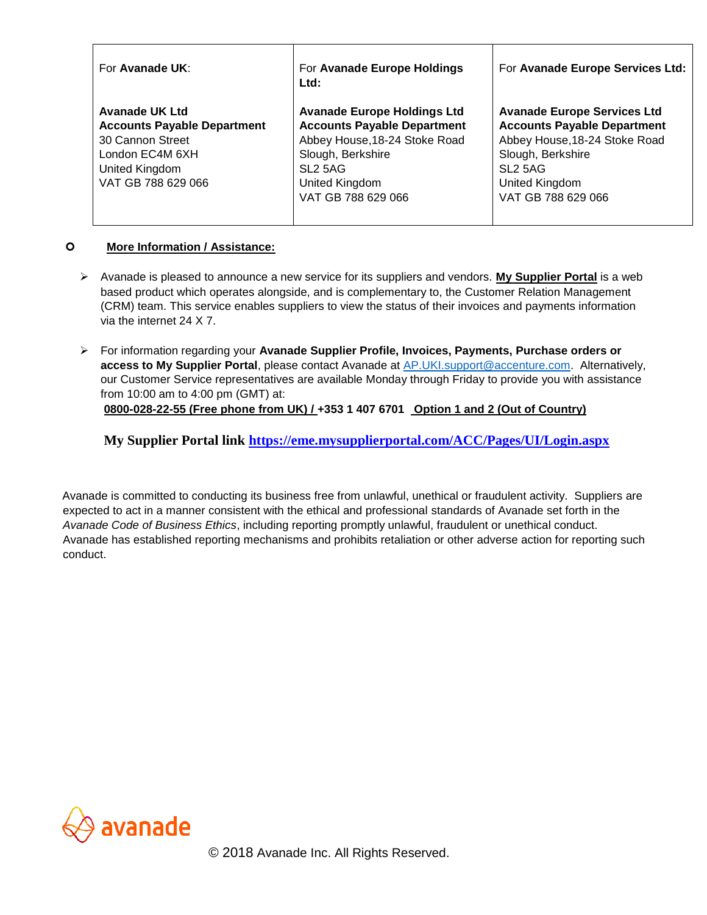| For **Avanade UK**: | For **Avanade Europe Holdings Ltd:** | For **Avanade Europe Services Ltd:** |
|---|---|---|
| **Avanade UK Ltd**<br>**Accounts Payable Department**<br>30 Cannon Street<br>London EC4M 6XH<br>United Kingdom<br>VAT GB 788 629 066 | **Avanade Europe Holdings Ltd**<br>**Accounts Payable Department**<br>Abbey House,18-24 Stoke Road<br>Slough, Berkshire<br>SL2 5AG<br>United Kingdom<br>VAT GB 788 629 066 | **Avanade Europe Services Ltd**<br>**Accounts Payable Department**<br>Abbey House,18-24 Stoke Road<br>Slough, Berkshire<br>SL2 5AG<br>United Kingdom<br>VAT GB 788 629 066 |

- **More Information / Assistance:**

  - Avanade is pleased to announce a new service for its suppliers and vendors. **My Supplier Portal** is a web based product which operates alongside, and is complementary to, the Customer Relation Management (CRM) team. This service enables suppliers to view the status of their invoices and payments information via the internet 24 X 7.

  - For information regarding your **Avanade Supplier Profile, Invoices, Payments, Purchase orders or access to My Supplier Portal**, please contact Avanade at AP.UKI.support@accenture.com. Alternatively, our Customer Service representatives are available Monday through Friday to provide you with assistance from 10:00 am to 4:00 pm (GMT) at:
    **0800-028-22-55 (Free phone from UK) / +353 1 407 6701 Option 1 and 2 (Out of Country)**

**My Supplier Portal link https://eme.mysupplierportal.com/ACC/Pages/UI/Login.aspx**

Avanade is committed to conducting its business free from unlawful, unethical or fraudulent activity. Suppliers are expected to act in a manner consistent with the ethical and professional standards of Avanade set forth in the *Avanade Code of Business Ethics*, including reporting promptly unlawful, fraudulent or unethical conduct. Avanade has established reporting mechanisms and prohibits retaliation or other adverse action for reporting such conduct.

avanade

© 2018 Avanade Inc. All Rights Reserved.